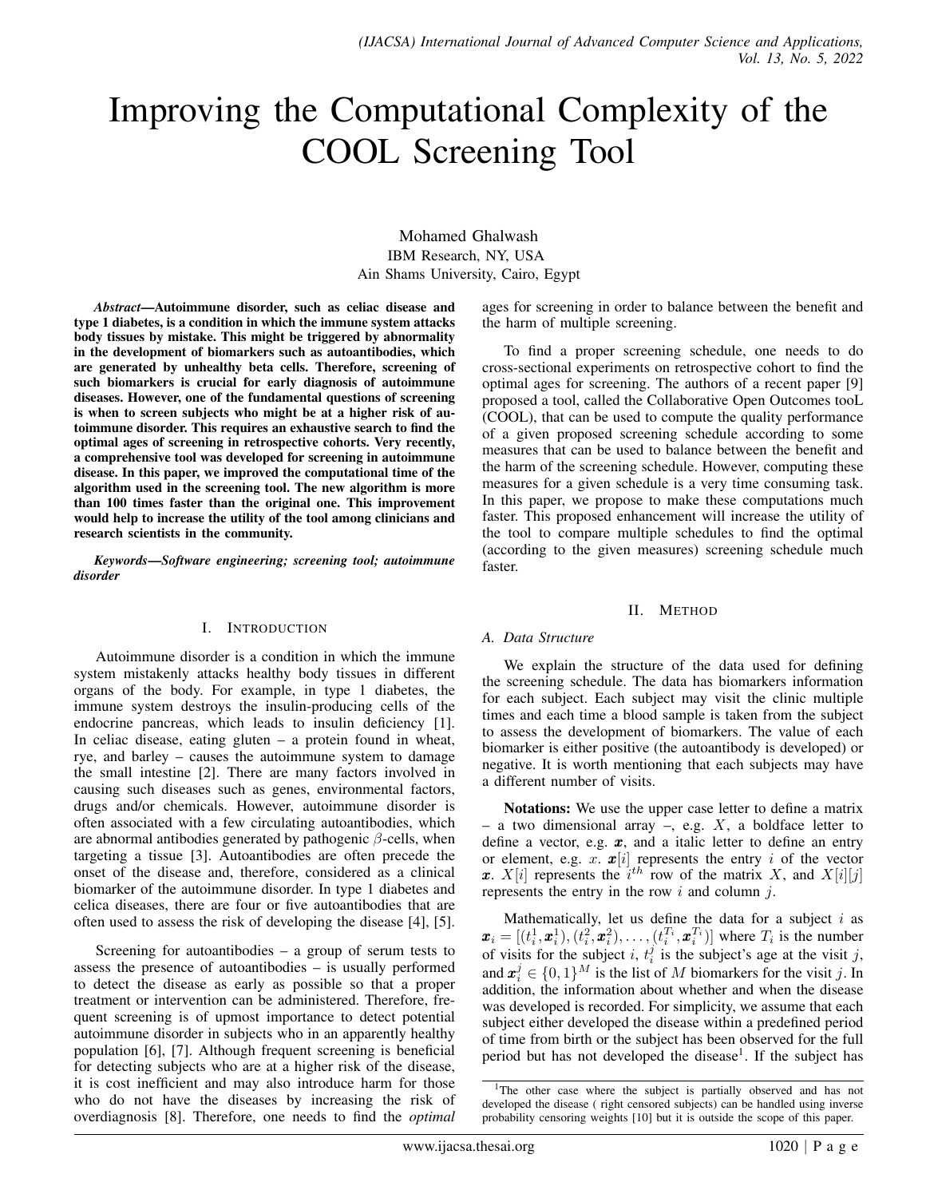# Improving the Computational Complexity of the COOL Screening Tool

Mohamed Ghalwash
IBM Research, NY, USA
Ain Shams University, Cairo, Egypt

***Abstract*—Autoimmune disorder, such as celiac disease and type 1 diabetes, is a condition in which the immune system attacks body tissues by mistake. This might be triggered by abnormality in the development of biomarkers such as autoantibodies, which are generated by unhealthy beta cells. Therefore, screening of such biomarkers is crucial for early diagnosis of autoimmune diseases. However, one of the fundamental questions of screening is when to screen subjects who might be at a higher risk of autoimmune disorder. This requires an exhaustive search to find the optimal ages of screening in retrospective cohorts. Very recently, a comprehensive tool was developed for screening in autoimmune disease. In this paper, we improved the computational time of the algorithm used in the screening tool. The new algorithm is more than 100 times faster than the original one. This improvement would help to increase the utility of the tool among clinicians and research scientists in the community.**

***Keywords*—Software engineering; screening tool; autoimmune disorder**

## I. Introduction

Autoimmune disorder is a condition in which the immune system mistakenly attacks healthy body tissues in different organs of the body. For example, in type 1 diabetes, the immune system destroys the insulin-producing cells of the endocrine pancreas, which leads to insulin deficiency [1]. In celiac disease, eating gluten – a protein found in wheat, rye, and barley – causes the autoimmune system to damage the small intestine [2]. There are many factors involved in causing such diseases such as genes, environmental factors, drugs and/or chemicals. However, autoimmune disorder is often associated with a few circulating autoantibodies, which are abnormal antibodies generated by pathogenic $\beta$-cells, when targeting a tissue [3]. Autoantibodies are often precede the onset of the disease and, therefore, considered as a clinical biomarker of the autoimmune disorder. In type 1 diabetes and celica diseases, there are four or five autoantibodies that are often used to assess the risk of developing the disease [4], [5].

Screening for autoantibodies – a group of serum tests to assess the presence of autoantibodies – is usually performed to detect the disease as early as possible so that a proper treatment or intervention can be administered. Therefore, frequent screening is of upmost importance to detect potential autoimmune disorder in subjects who in an apparently healthy population [6], [7]. Although frequent screening is beneficial for detecting subjects who are at a higher risk of the disease, it is cost inefficient and may also introduce harm for those who do not have the diseases by increasing the risk of overdiagnosis [8]. Therefore, one needs to find the *optimal* ages for screening in order to balance between the benefit and the harm of multiple screening.

To find a proper screening schedule, one needs to do cross-sectional experiments on retrospective cohort to find the optimal ages for screening. The authors of a recent paper [9] proposed a tool, called the Collaborative Open Outcomes tooL (COOL), that can be used to compute the quality performance of a given proposed screening schedule according to some measures that can be used to balance between the benefit and the harm of the screening schedule. However, computing these measures for a given schedule is a very time consuming task. In this paper, we propose to make these computations much faster. This proposed enhancement will increase the utility of the tool to compare multiple schedules to find the optimal (according to the given measures) screening schedule much faster.

## II. Method

### *A. Data Structure*

We explain the structure of the data used for defining the screening schedule. The data has biomarkers information for each subject. Each subject may visit the clinic multiple times and each time a blood sample is taken from the subject to assess the development of biomarkers. The value of each biomarker is either positive (the autoantibody is developed) or negative. It is worth mentioning that each subjects may have a different number of visits.

**Notations:** We use the upper case letter to define a matrix – a two dimensional array –, e.g. $X$, a boldface letter to define a vector, e.g. $\boldsymbol{x}$, and a italic letter to define an entry or element, e.g. $x$. $\boldsymbol{x}[i]$ represents the entry $i$ of the vector $\boldsymbol{x}$. $X[i]$ represents the $i^{th}$ row of the matrix $X$, and $X[i][j]$ represents the entry in the row $i$ and column $j$.

Mathematically, let us define the data for a subject $i$ as $\boldsymbol{x}_i = [(t_i^1, \boldsymbol{x}_i^1), (t_i^2, \boldsymbol{x}_i^2), \ldots, (t_i^{T_i}, \boldsymbol{x}_i^{T_i})]$ where $T_i$ is the number of visits for the subject $i$, $t_i^j$ is the subject's age at the visit $j$, and $\boldsymbol{x}_i^j \in \{0, 1\}^M$ is the list of $M$ biomarkers for the visit $j$. In addition, the information about whether and when the disease was developed is recorded. For simplicity, we assume that each subject either developed the disease within a predefined period of time from birth or the subject has been observed for the full period but has not developed the disease[1]. If the subject has

[1]The other case where the subject is partially observed and has not developed the disease ( right censored subjects) can be handled using inverse probability censoring weights [10] but it is outside the scope of this paper.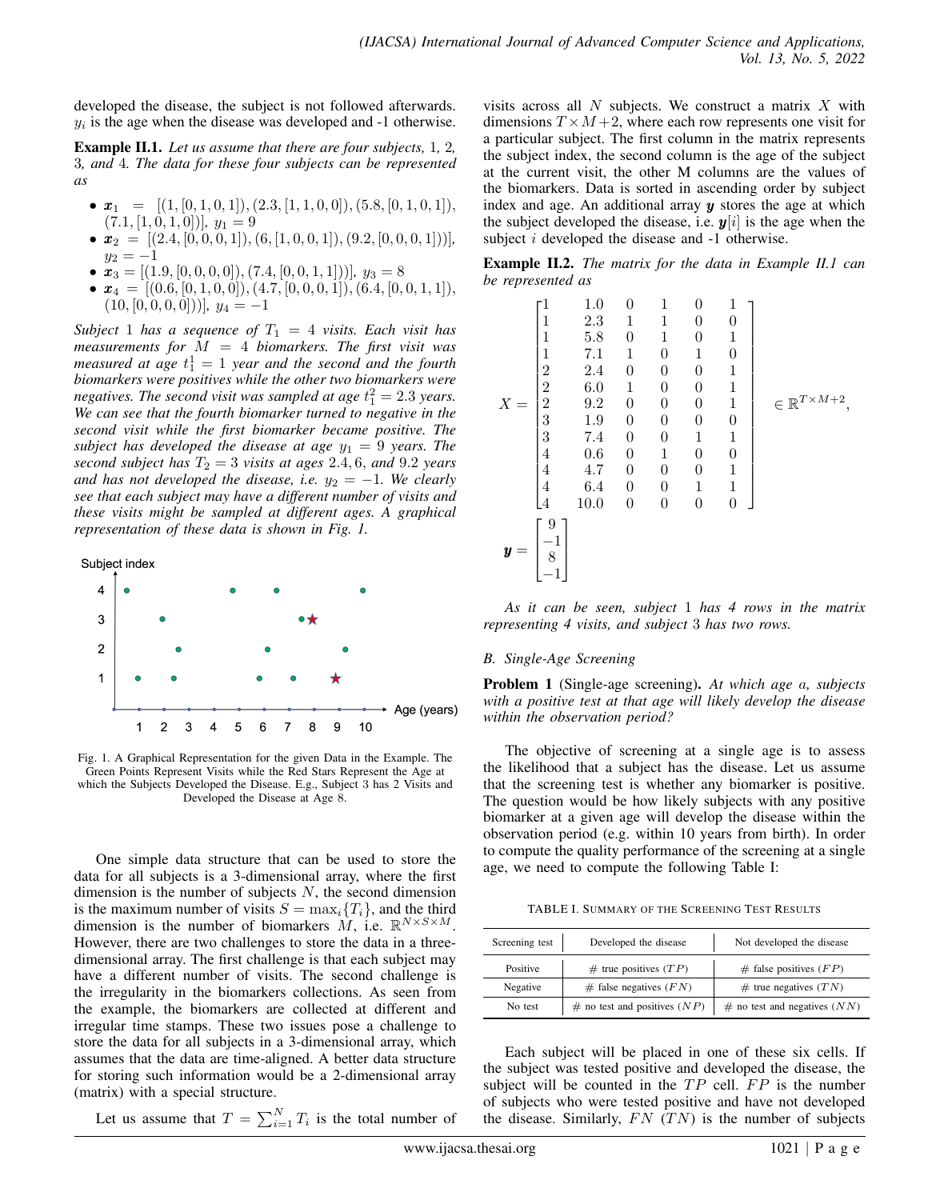developed the disease, the subject is not followed afterwards. $y_i$ is the age when the disease was developed and -1 otherwise.

**Example II.1.** *Let us assume that there are four subjects, 1, 2, 3, and 4. The data for these four subjects can be represented as*

- $\boldsymbol{x}_1 = [(1, [0, 1, 0, 1]), (2.3, [1, 1, 0, 0]), (5.8, [0, 1, 0, 1]), (7.1, [1, 0, 1, 0])]$, $y_1 = 9$
- $\boldsymbol{x}_2 = [(2.4, [0, 0, 0, 1]), (6, [1, 0, 0, 1]), (9.2, [0, 0, 0, 1]))]$, $y_2 = -1$
- $\boldsymbol{x}_3 = [(1.9, [0, 0, 0, 0]), (7.4, [0, 0, 1, 1]))]$, $y_3 = 8$
- $\boldsymbol{x}_4 = [(0.6, [0, 1, 0, 0]), (4.7, [0, 0, 0, 1]), (6.4, [0, 0, 1, 1]), (10, [0, 0, 0, 0]))]$, $y_4 = -1$

*Subject 1 has a sequence of $T_1 = 4$ visits. Each visit has measurements for $M = 4$ biomarkers. The first visit was measured at age $t_1^1 = 1$ year and the second and the fourth biomarkers were positives while the other two biomarkers were negatives. The second visit was sampled at age $t_1^2 = 2.3$ years. We can see that the fourth biomarker turned to negative in the second visit while the first biomarker became positive. The subject has developed the disease at age $y_1 = 9$ years. The second subject has $T_2 = 3$ visits at ages 2.4, 6, and 9.2 years and has not developed the disease, i.e. $y_2 = -1$. We clearly see that each subject may have a different number of visits and these visits might be sampled at different ages. A graphical representation of these data is shown in Fig. 1.*

Fig. 1. A Graphical Representation for the given Data in the Example. The Green Points Represent Visits while the Red Stars Represent the Age at which the Subjects Developed the Disease. E.g., Subject 3 has 2 Visits and Developed the Disease at Age 8.

One simple data structure that can be used to store the data for all subjects is a 3-dimensional array, where the first dimension is the number of subjects $N$, the second dimension is the maximum number of visits $S = \max_i\{T_i\}$, and the third dimension is the number of biomarkers $M$, i.e. $\mathbb{R}^{N \times S \times M}$. However, there are two challenges to store the data in a three-dimensional array. The first challenge is that each subject may have a different number of visits. The second challenge is the irregularity in the biomarkers collections. As seen from the example, the biomarkers are collected at different and irregular time stamps. These two issues pose a challenge to store the data for all subjects in a 3-dimensional array, which assumes that the data are time-aligned. A better data structure for storing such information would be a 2-dimensional array (matrix) with a special structure.

Let us assume that $T = \sum_{i=1}^{N} T_i$ is the total number of visits across all $N$ subjects. We construct a matrix $X$ with dimensions $T \times M+2$, where each row represents one visit for a particular subject. The first column in the matrix represents the subject index, the second column is the age of the subject at the current visit, the other M columns are the values of the biomarkers. Data is sorted in ascending order by subject index and age. An additional array $\boldsymbol{y}$ stores the age at which the subject developed the disease, i.e. $\boldsymbol{y}[i]$ is the age when the subject $i$ developed the disease and -1 otherwise.

**Example II.2.** *The matrix for the data in Example II.1 can be represented as*

$$
X = \begin{bmatrix}
1 & 1.0 & 0 & 1 & 0 & 1 \\
1 & 2.3 & 1 & 1 & 0 & 0 \\
1 & 5.8 & 0 & 1 & 0 & 1 \\
1 & 7.1 & 1 & 0 & 1 & 0 \\
2 & 2.4 & 0 & 0 & 0 & 1 \\
2 & 6.0 & 1 & 0 & 0 & 1 \\
2 & 9.2 & 0 & 0 & 0 & 1 \\
3 & 1.9 & 0 & 0 & 0 & 0 \\
3 & 7.4 & 0 & 0 & 1 & 1 \\
4 & 0.6 & 0 & 1 & 0 & 0 \\
4 & 4.7 & 0 & 0 & 0 & 1 \\
4 & 6.4 & 0 & 0 & 1 & 1 \\
4 & 10.0 & 0 & 0 & 0 & 0
\end{bmatrix} \in \mathbb{R}^{T \times M+2},
$$

$$
\boldsymbol{y} = \begin{bmatrix} 9 \\ -1 \\ 8 \\ -1 \end{bmatrix}
$$

*As it can be seen, subject 1 has 4 rows in the matrix representing 4 visits, and subject 3 has two rows.*

### B. Single-Age Screening

**Problem 1** (Single-age screening)**.** *At which age $a$, subjects with a positive test at that age will likely develop the disease within the observation period?*

The objective of screening at a single age is to assess the likelihood that a subject has the disease. Let us assume that the screening test is whether any biomarker is positive. The question would be how likely subjects with any positive biomarker at a given age will develop the disease within the observation period (e.g. within 10 years from birth). In order to compute the quality performance of the screening at a single age, we need to compute the following Table I:

TABLE I. SUMMARY OF THE SCREENING TEST RESULTS

| Screening test | Developed the disease | Not developed the disease |
|---|---|---|
| Positive | # true positives ($TP$) | # false positives ($FP$) |
| Negative | # false negatives ($FN$) | # true negatives ($TN$) |
| No test | # no test and positives ($NP$) | # no test and negatives ($NN$) |

Each subject will be placed in one of these six cells. If the subject was tested positive and developed the disease, the subject will be counted in the $TP$ cell. $FP$ is the number of subjects who were tested positive and have not developed the disease. Similarly, $FN$ ($TN$) is the number of subjects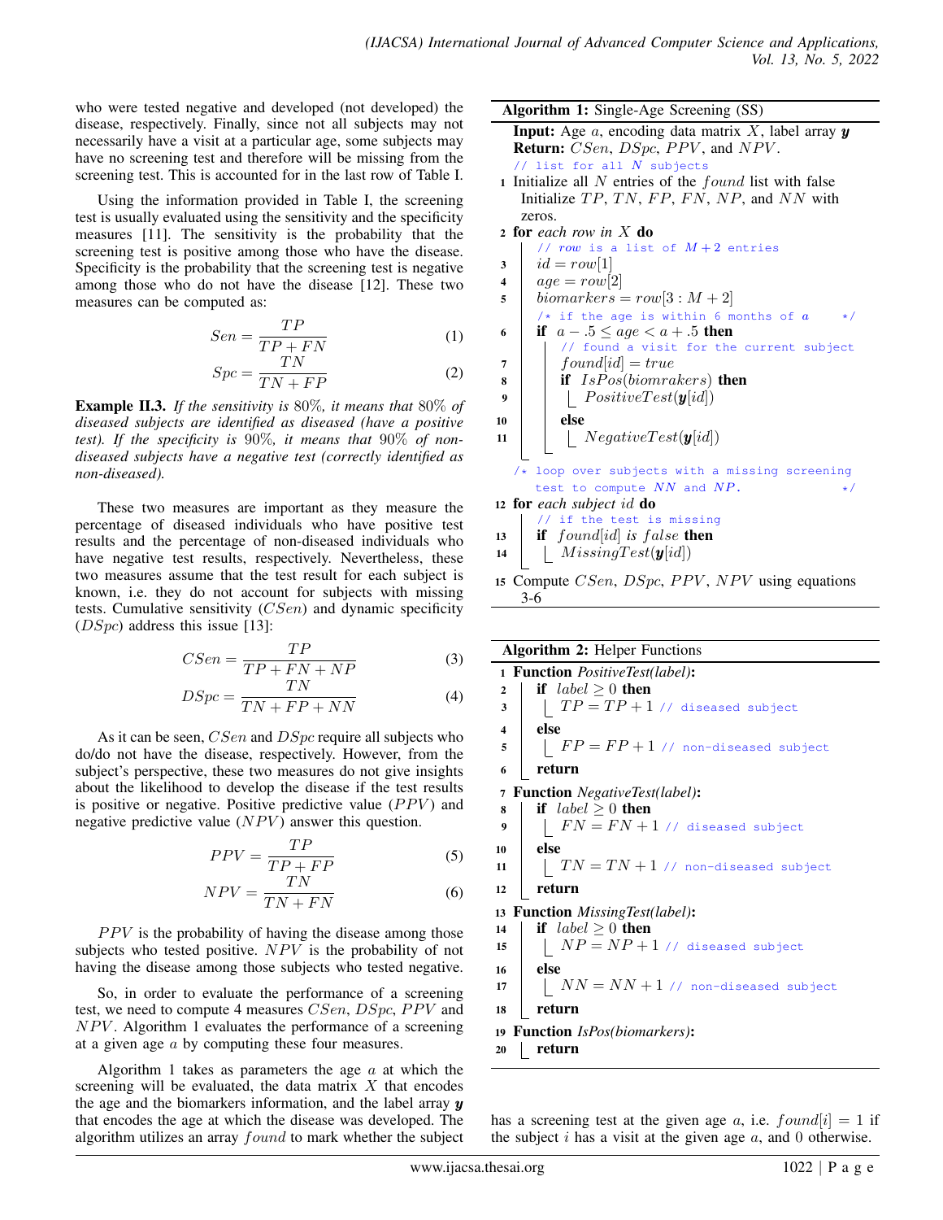who were tested negative and developed (not developed) the disease, respectively. Finally, since not all subjects may not necessarily have a visit at a particular age, some subjects may have no screening test and therefore will be missing from the screening test. This is accounted for in the last row of Table I.

Using the information provided in Table I, the screening test is usually evaluated using the sensitivity and the specificity measures [11]. The sensitivity is the probability that the screening test is positive among those who have the disease. Specificity is the probability that the screening test is negative among those who do not have the disease [12]. These two measures can be computed as:

$$Sen = \frac{TP}{TP + FN} \tag{1}$$

$$Spc = \frac{TN}{TN + FP} \tag{2}$$

**Example II.3.** *If the sensitivity is 80%, it means that 80% of diseased subjects are identified as diseased (have a positive test). If the specificity is 90%, it means that 90% of non-diseased subjects have a negative test (correctly identified as non-diseased).*

These two measures are important as they measure the percentage of diseased individuals who have positive test results and the percentage of non-diseased individuals who have negative test results, respectively. Nevertheless, these two measures assume that the test result for each subject is known, i.e. they do not account for subjects with missing tests. Cumulative sensitivity ($CSen$) and dynamic specificity ($DSpc$) address this issue [13]:

$$CSen = \frac{TP}{TP + FN + NP} \tag{3}$$

$$DSpc = \frac{TN}{TN + FP + NN} \tag{4}$$

As it can be seen, $CSen$ and $DSpc$ require all subjects who do/do not have the disease, respectively. However, from the subject's perspective, these two measures do not give insights about the likelihood to develop the disease if the test results is positive or negative. Positive predictive value ($PPV$) and negative predictive value ($NPV$) answer this question.

$$PPV = \frac{TP}{TP + FP} \tag{5}$$

$$NPV = \frac{TN}{TN + FN} \tag{6}$$

$PPV$ is the probability of having the disease among those subjects who tested positive. $NPV$ is the probability of not having the disease among those subjects who tested negative.

So, in order to evaluate the performance of a screening test, we need to compute 4 measures $CSen$, $DSpc$, $PPV$ and $NPV$. Algorithm 1 evaluates the performance of a screening at a given age $a$ by computing these four measures.

Algorithm 1 takes as parameters the age $a$ at which the screening will be evaluated, the data matrix $X$ that encodes the age and the biomarkers information, and the label array $\boldsymbol{y}$ that encodes the age at which the disease was developed. The algorithm utilizes an array $found$ to mark whether the subject has a screening test at the given age $a$, i.e. $found[i] = 1$ if the subject $i$ has a visit at the given age $a$, and 0 otherwise.

**Algorithm 1:** Single-Age Screening (SS)

```
Input: Age a, encoding data matrix X, label array y
Return: CSen, DSpc, PPV, and NPV.
   // list for all N subjects
1  Initialize all N entries of the found list with false
   Initialize TP, TN, FP, FN, NP, and NN with zeros.
2  for each row in X do
       // row is a list of M+2 entries
3      id = row[1]
4      age = row[2]
5      biomarkers = row[3 : M+2]
       /* if the age is within 6 months of a */
6      if a − .5 ≤ age < a + .5 then
           // found a visit for the current subject
7          found[id] = true
8          if IsPos(biomrakers) then
9              PositiveTest(y[id])
10         else
11             NegativeTest(y[id])
   /* loop over subjects with a missing screening
      test to compute NN and NP. */
12 for each subject id do
       // if the test is missing
13     if found[id] is false then
14         MissingTest(y[id])
15 Compute CSen, DSpc, PPV, NPV using equations 3-6
```

**Algorithm 2:** Helper Functions

```
1  Function PositiveTest(label):
2      if label ≥ 0 then
3          TP = TP + 1 // diseased subject
4      else
5          FP = FP + 1 // non-diseased subject
6      return
7  Function NegativeTest(label):
8      if label ≥ 0 then
9          FN = FN + 1 // diseased subject
10     else
11         TN = TN + 1 // non-diseased subject
12     return
13 Function MissingTest(label):
14     if label ≥ 0 then
15         NP = NP + 1 // diseased subject
16     else
17         NN = NN + 1 // non-diseased subject
18     return
19 Function IsPos(biomarkers):
20     return
```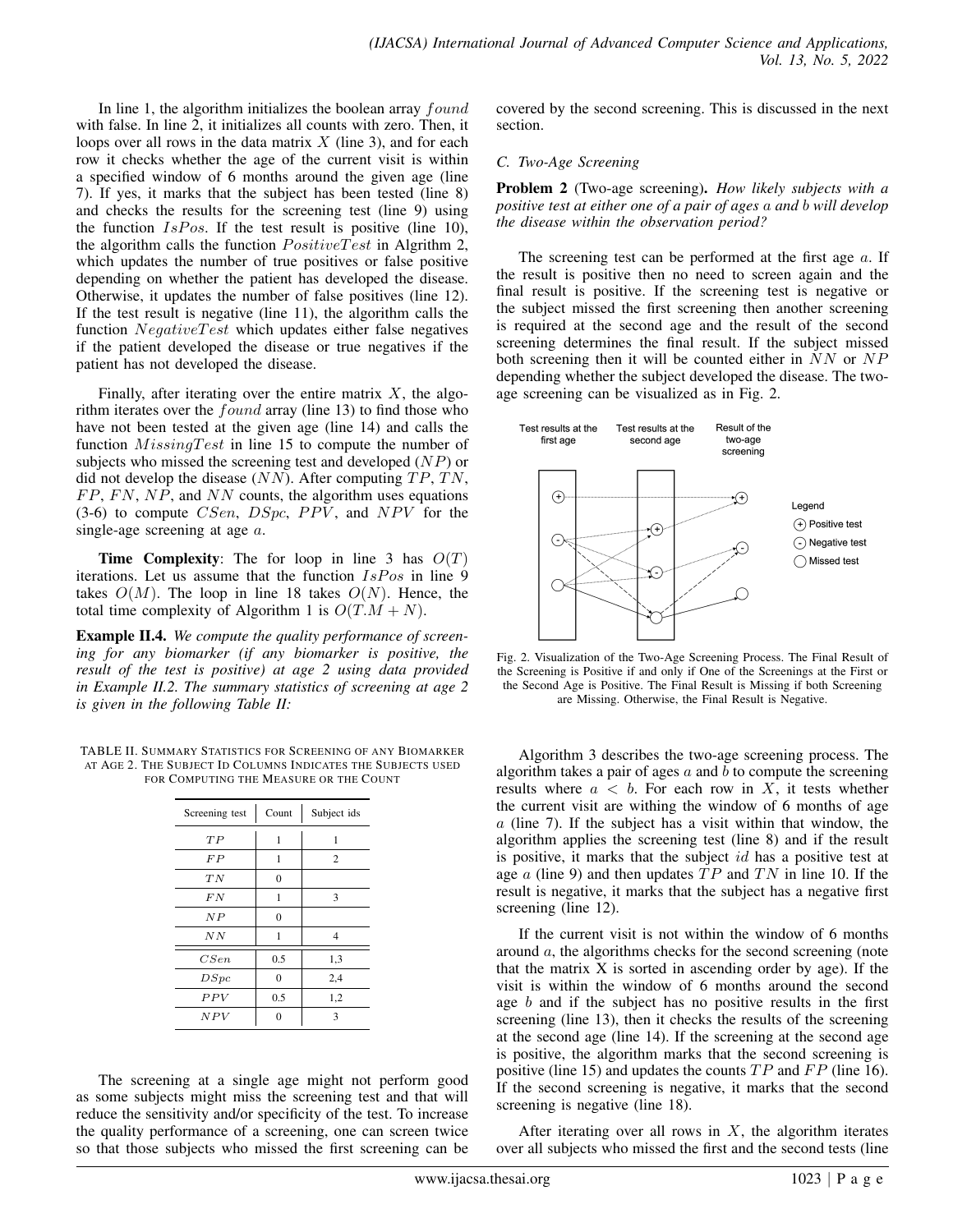In line 1, the algorithm initializes the boolean array $found$ with false. In line 2, it initializes all counts with zero. Then, it loops over all rows in the data matrix $X$ (line 3), and for each row it checks whether the age of the current visit is within a specified window of 6 months around the given age (line 7). If yes, it marks that the subject has been tested (line 8) and checks the results for the screening test (line 9) using the function $IsPos$. If the test result is positive (line 10), the algorithm calls the function $PositiveTest$ in Algrithm 2, which updates the number of true positives or false positive depending on whether the patient has developed the disease. Otherwise, it updates the number of false positives (line 12). If the test result is negative (line 11), the algorithm calls the function $NegativeTest$ which updates either false negatives if the patient developed the disease or true negatives if the patient has not developed the disease.

Finally, after iterating over the entire matrix $X$, the algorithm iterates over the $found$ array (line 13) to find those who have not been tested at the given age (line 14) and calls the function $MissingTest$ in line 15 to compute the number of subjects who missed the screening test and developed ($NP$) or did not develop the disease ($NN$). After computing $TP$, $TN$, $FP$, $FN$, $NP$, and $NN$ counts, the algorithm uses equations (3-6) to compute $CSen$, $DSpc$, $PPV$, and $NPV$ for the single-age screening at age $a$.

**Time Complexity**: The for loop in line 3 has $O(T)$ iterations. Let us assume that the function $IsPos$ in line 9 takes $O(M)$. The loop in line 18 takes $O(N)$. Hence, the total time complexity of Algorithm 1 is $O(T.M + N)$.

**Example II.4.** *We compute the quality performance of screening for any biomarker (if any biomarker is positive, the result of the test is positive) at age 2 using data provided in Example II.2. The summary statistics of screening at age 2 is given in the following Table II:*

TABLE II. SUMMARY STATISTICS FOR SCREENING OF ANY BIOMARKER AT AGE 2. THE SUBJECT ID COLUMNS INDICATES THE SUBJECTS USED FOR COMPUTING THE MEASURE OR THE COUNT

| Screening test | Count | Subject ids |
|---|---|---|
| $TP$ | 1 | 1 |
| $FP$ | 1 | 2 |
| $TN$ | 0 | |
| $FN$ | 1 | 3 |
| $NP$ | 0 | |
| $NN$ | 1 | 4 |
| $CSen$ | 0.5 | 1,3 |
| $DSpc$ | 0 | 2,4 |
| $PPV$ | 0.5 | 1,2 |
| $NPV$ | 0 | 3 |

The screening at a single age might not perform good as some subjects might miss the screening test and that will reduce the sensitivity and/or specificity of the test. To increase the quality performance of a screening, one can screen twice so that those subjects who missed the first screening can be covered by the second screening. This is discussed in the next section.

### C. Two-Age Screening

**Problem 2** (Two-age screening)**.** *How likely subjects with a positive test at either one of a pair of ages $a$ and $b$ will develop the disease within the observation period?*

The screening test can be performed at the first age $a$. If the result is positive then no need to screen again and the final result is positive. If the screening test is negative or the subject missed the first screening then another screening is required at the second age and the result of the second screening determines the final result. If the subject missed both screening then it will be counted either in $NN$ or $NP$ depending whether the subject developed the disease. The two-age screening can be visualized as in Fig. 2.

Fig. 2. Visualization of the Two-Age Screening Process. The Final Result of the Screening is Positive if and only if One of the Screenings at the First or the Second Age is Positive. The Final Result is Missing if both Screening are Missing. Otherwise, the Final Result is Negative.

Algorithm 3 describes the two-age screening process. The algorithm takes a pair of ages $a$ and $b$ to compute the screening results where $a < b$. For each row in $X$, it tests whether the current visit are withing the window of 6 months of age $a$ (line 7). If the subject has a visit within that window, the algorithm applies the screening test (line 8) and if the result is positive, it marks that the subject $id$ has a positive test at age $a$ (line 9) and then updates $TP$ and $TN$ in line 10. If the result is negative, it marks that the subject has a negative first screening (line 12).

If the current visit is not within the window of 6 months around $a$, the algorithms checks for the second screening (note that the matrix X is sorted in ascending order by age). If the visit is within the window of 6 months around the second age $b$ and if the subject has no positive results in the first screening (line 13), then it checks the results of the screening at the second age (line 14). If the screening at the second age is positive, the algorithm marks that the second screening is positive (line 15) and updates the counts $TP$ and $FP$ (line 16). If the second screening is negative, it marks that the second screening is negative (line 18).

After iterating over all rows in $X$, the algorithm iterates over all subjects who missed the first and the second tests (line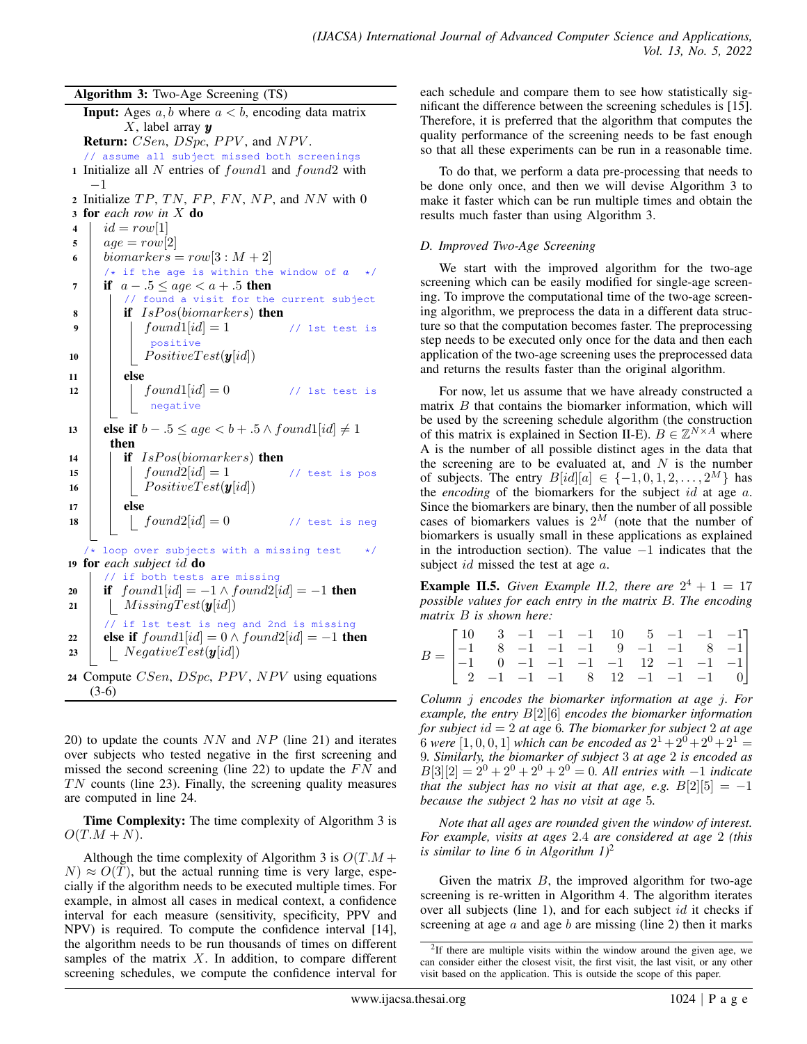**Algorithm 3:** Two-Age Screening (TS)

```
Input: Ages a, b where a < b, encoding data matrix
       X, label array y
Return: CSen, DSpc, PPV, and NPV.
   // assume all subject missed both screenings
1  Initialize all N entries of found1 and found2 with
   −1
2  Initialize TP, TN, FP, FN, NP, and NN with 0
3  for each row in X do
4      id = row[1]
5      age = row[2]
6      biomarkers = row[3 : M + 2]
       /* if the age is within the window of a  */
7      if a − .5 ≤ age < a + .5 then
           // found a visit for the current subject
8          if IsPos(biomarkers) then
9              found1[id] = 1          // 1st test is positive
10             PositiveTest(y[id])
11         else
12             found1[id] = 0          // 1st test is negative
13     else if b − .5 ≤ age < b + .5 ∧ found1[id] ≠ 1
       then
14         if IsPos(biomarkers) then
15             found2[id] = 1          // test is pos
16             PositiveTest(y[id])
17         else
18             found2[id] = 0          // test is neg
   /* loop over subjects with a missing test    */
19 for each subject id do
       // if both tests are missing
20     if found1[id] = −1 ∧ found2[id] = −1 then
21         MissingTest(y[id])
       // if 1st test is neg and 2nd is missing
22     else if found1[id] = 0 ∧ found2[id] = −1 then
23         NegativeTest(y[id])
24 Compute CSen, DSpc, PPV, NPV using equations
   (3-6)
```

20) to update the counts $NN$ and $NP$ (line 21) and iterates over subjects who tested negative in the first screening and missed the second screening (line 22) to update the $FN$ and $TN$ counts (line 23). Finally, the screening quality measures are computed in line 24.

**Time Complexity:** The time complexity of Algorithm 3 is $O(T.M + N)$.

Although the time complexity of Algorithm 3 is $O(T.M + N) \approx O(T)$, but the actual running time is very large, especially if the algorithm needs to be executed multiple times. For example, in almost all cases in medical context, a confidence interval for each measure (sensitivity, specificity, PPV and NPV) is required. To compute the confidence interval [14], the algorithm needs to be run thousands of times on different samples of the matrix $X$. In addition, to compare different screening schedules, we compute the confidence interval for each schedule and compare them to see how statistically significant the difference between the screening schedules is [15]. Therefore, it is preferred that the algorithm that computes the quality performance of the screening needs to be fast enough so that all these experiments can be run in a reasonable time.

To do that, we perform a data pre-processing that needs to be done only once, and then we will devise Algorithm 3 to make it faster which can be run multiple times and obtain the results much faster than using Algorithm 3.

### *D. Improved Two-Age Screening*

We start with the improved algorithm for the two-age screening which can be easily modified for single-age screening. To improve the computational time of the two-age screening algorithm, we preprocess the data in a different data structure so that the computation becomes faster. The preprocessing step needs to be executed only once for the data and then each application of the two-age screening uses the preprocessed data and returns the results faster than the original algorithm.

For now, let us assume that we have already constructed a matrix $B$ that contains the biomarker information, which will be used by the screening schedule algorithm (the construction of this matrix is explained in Section II-E). $B \in \mathbb{Z}^{N \times A}$ where A is the number of all possible distinct ages in the data that the screening are to be evaluated at, and $N$ is the number of subjects. The entry $B[id][a] \in \{-1, 0, 1, 2, \ldots, 2^M\}$ has the *encoding* of the biomarkers for the subject $id$ at age $a$. Since the biomarkers are binary, then the number of all possible cases of biomarkers values is $2^M$ (note that the number of biomarkers is usually small in these applications as explained in the introduction section). The value $-1$ indicates that the subject $id$ missed the test at age $a$.

**Example II.5.** *Given Example II.2, there are $2^4 + 1 = 17$ possible values for each entry in the matrix $B$. The encoding matrix $B$ is shown here:*

$$B = \begin{bmatrix} 10 & 3 & -1 & -1 & -1 & 10 & 5 & -1 & -1 & -1 \\ -1 & 8 & -1 & -1 & -1 & 9 & -1 & -1 & 8 & -1 \\ -1 & 0 & -1 & -1 & -1 & -1 & 12 & -1 & -1 & -1 \\ 2 & -1 & -1 & -1 & 8 & 12 & -1 & -1 & -1 & 0 \end{bmatrix}$$

*Column $j$ encodes the biomarker information at age $j$. For example, the entry $B[2][6]$ encodes the biomarker information for subject $id = 2$ at age 6. The biomarker for subject 2 at age 6 were $[1, 0, 0, 1]$ which can be encoded as $2^1 + 2^0 + 2^0 + 2^1 = 9$. Similarly, the biomarker of subject 3 at age 2 is encoded as $B[3][2] = 2^0 + 2^0 + 2^0 + 2^0 = 0$. All entries with $-1$ indicate that the subject has no visit at that age, e.g. $B[2][5] = -1$ because the subject 2 has no visit at age 5.*

*Note that all ages are rounded given the window of interest. For example, visits at ages 2.4 are considered at age 2 (this is similar to line 6 in Algorithm 1)*[2]

Given the matrix $B$, the improved algorithm for two-age screening is re-written in Algorithm 4. The algorithm iterates over all subjects (line 1), and for each subject $id$ it checks if screening at age $a$ and age $b$ are missing (line 2) then it marks

[2] If there are multiple visits within the window around the given age, we can consider either the closest visit, the first visit, the last visit, or any other visit based on the application. This is outside the scope of this paper.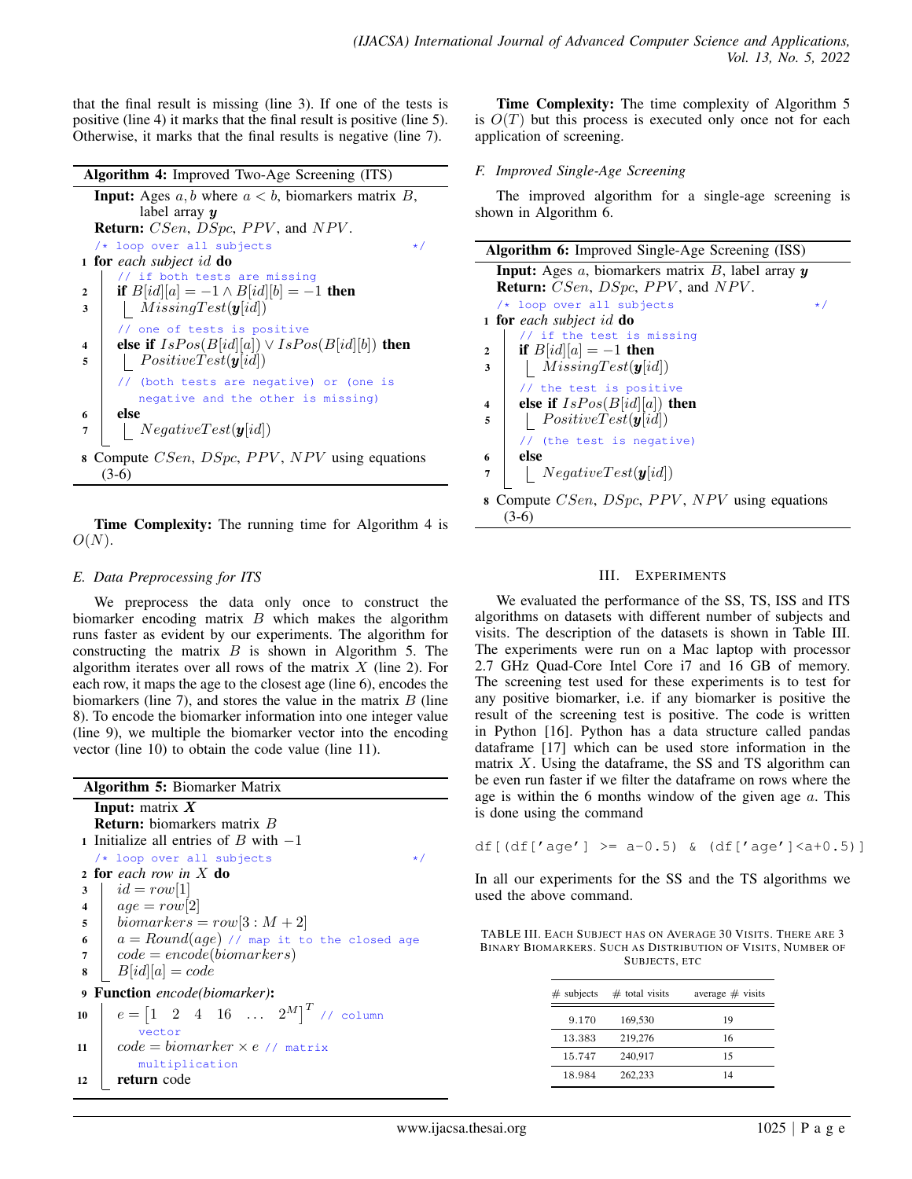that the final result is missing (line 3). If one of the tests is positive (line 4) it marks that the final result is positive (line 5). Otherwise, it marks that the final results is negative (line 7).

```
Algorithm 4: Improved Two-Age Screening (ITS)
  Input: Ages a, b where a < b, biomarkers matrix B,
         label array y
  Return: CSen, DSpc, PPV, and NPV.
  /* loop over all subjects                          */
1 for each subject id do
      // if both tests are missing
2     if B[id][a] = −1 ∧ B[id][b] = −1 then
3         MissingTest(y[id])
      // one of tests is positive
4     else if IsPos(B[id][a]) ∨ IsPos(B[id][b]) then
5         PositiveTest(y[id])
      // (both tests are negative) or (one is
         negative and the other is missing)
6     else
7         NegativeTest(y[id])
8 Compute CSen, DSpc, PPV, NPV using equations
  (3-6)
```

**Time Complexity:** The running time for Algorithm 4 is $O(N)$.

### E. Data Preprocessing for ITS

We preprocess the data only once to construct the biomarker encoding matrix $B$ which makes the algorithm runs faster as evident by our experiments. The algorithm for constructing the matrix $B$ is shown in Algorithm 5. The algorithm iterates over all rows of the matrix $X$ (line 2). For each row, it maps the age to the closest age (line 6), encodes the biomarkers (line 7), and stores the value in the matrix $B$ (line 8). To encode the biomarker information into one integer value (line 9), we multiple the biomarker vector into the encoding vector (line 10) to obtain the code value (line 11).

```
Algorithm 5: Biomarker Matrix
   Input: matrix X
   Return: biomarkers matrix B
1  Initialize all entries of B with −1
   /* loop over all subjects                          */
2  for each row in X do
3      id = row[1]
4      age = row[2]
5      biomarkers = row[3 : M + 2]
6      a = Round(age) // map it to the closed age
7      code = encode(biomarkers)
8      B[id][a] = code
9  Function encode(biomarker):
10     e = [1  2  4  16  ...  2^M]^T // column
          vector
11     code = biomarker × e // matrix
          multiplication
12     return code
```

**Time Complexity:** The time complexity of Algorithm 5 is $O(T)$ but this process is executed only once not for each application of screening.

### F. Improved Single-Age Screening

The improved algorithm for a single-age screening is shown in Algorithm 6.

```
Algorithm 6: Improved Single-Age Screening (ISS)
  Input: Ages a, biomarkers matrix B, label array y
  Return: CSen, DSpc, PPV, and NPV.
  /* loop over all subjects                          */
1 for each subject id do
      // if the test is missing
2     if B[id][a] = −1 then
3         MissingTest(y[id])
      // the test is positive
4     else if IsPos(B[id][a]) then
5         PositiveTest(y[id])
      // (the test is negative)
6     else
7         NegativeTest(y[id])
8 Compute CSen, DSpc, PPV, NPV using equations
  (3-6)
```

## III. Experiments

We evaluated the performance of the SS, TS, ISS and ITS algorithms on datasets with different number of subjects and visits. The description of the datasets is shown in Table III. The experiments were run on a Mac laptop with processor 2.7 GHz Quad-Core Intel Core i7 and 16 GB of memory. The screening test used for these experiments is to test for any positive biomarker, i.e. if any biomarker is positive the result of the screening test is positive. The code is written in Python [16]. Python has a data structure called pandas dataframe [17] which can be used store information in the matrix $X$. Using the dataframe, the SS and TS algorithm can be even run faster if we filter the dataframe on rows where the age is within the 6 months window of the given age $a$. This is done using the command

```
df[(df['age'] >= a-0.5) & (df['age']<a+0.5)]
```

In all our experiments for the SS and the TS algorithms we used the above command.

TABLE III. Each Subject has on Average 30 Visits. There are 3 Binary Biomarkers. Such as Distribution of Visits, Number of Subjects, etc

| # subjects | # total visits | average # visits |
|---|---|---|
| 9.170 | 169,530 | 19 |
| 13.383 | 219,276 | 16 |
| 15.747 | 240,917 | 15 |
| 18.984 | 262,233 | 14 |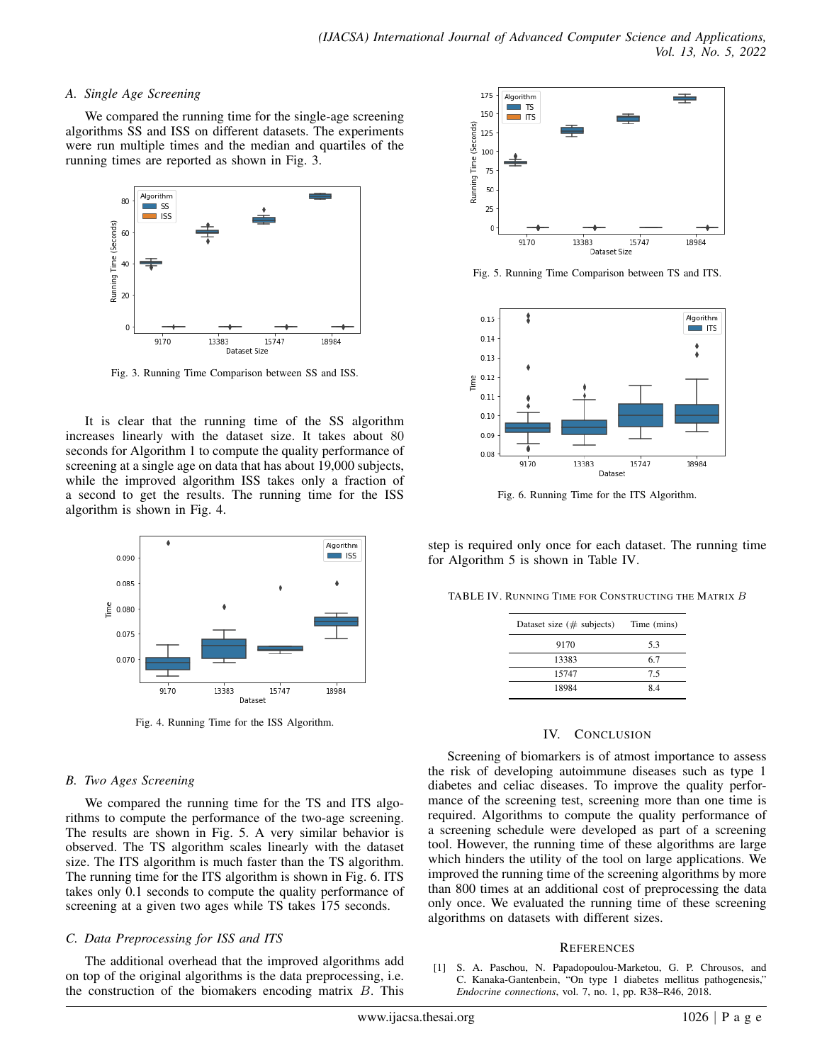### A. Single Age Screening

We compared the running time for the single-age screening algorithms SS and ISS on different datasets. The experiments were run multiple times and the median and quartiles of the running times are reported as shown in Fig. 3.

Fig. 3. Running Time Comparison between SS and ISS.

It is clear that the running time of the SS algorithm increases linearly with the dataset size. It takes about 80 seconds for Algorithm 1 to compute the quality performance of screening at a single age on data that has about 19,000 subjects, while the improved algorithm ISS takes only a fraction of a second to get the results. The running time for the ISS algorithm is shown in Fig. 4.

Fig. 4. Running Time for the ISS Algorithm.

### B. Two Ages Screening

We compared the running time for the TS and ITS algorithms to compute the performance of the two-age screening. The results are shown in Fig. 5. A very similar behavior is observed. The TS algorithm scales linearly with the dataset size. The ITS algorithm is much faster than the TS algorithm. The running time for the ITS algorithm is shown in Fig. 6. ITS takes only 0.1 seconds to compute the quality performance of screening at a given two ages while TS takes 175 seconds.

### C. Data Preprocessing for ISS and ITS

The additional overhead that the improved algorithms add on top of the original algorithms is the data preprocessing, i.e. the construction of the biomakers encoding matrix $B$. This step is required only once for each dataset. The running time for Algorithm 5 is shown in Table IV.

Fig. 5. Running Time Comparison between TS and ITS.

Fig. 6. Running Time for the ITS Algorithm.

TABLE IV. RUNNING TIME FOR CONSTRUCTING THE MATRIX $B$

| Dataset size (# subjects) | Time (mins) |
|---|---|
| 9170 | 5.3 |
| 13383 | 6.7 |
| 15747 | 7.5 |
| 18984 | 8.4 |

## IV. CONCLUSION

Screening of biomarkers is of atmost importance to assess the risk of developing autoimmune diseases such as type 1 diabetes and celiac diseases. To improve the quality performance of the screening test, screening more than one time is required. Algorithms to compute the quality performance of a screening schedule were developed as part of a screening tool. However, the running time of these algorithms are large which hinders the utility of the tool on large applications. We improved the running time of the screening algorithms by more than 800 times at an additional cost of preprocessing the data only once. We evaluated the running time of these screening algorithms on datasets with different sizes.

## REFERENCES

[1] S. A. Paschou, N. Papadopoulou-Marketou, G. P. Chrousos, and C. Kanaka-Gantenbein, "On type 1 diabetes mellitus pathogenesis," *Endocrine connections*, vol. 7, no. 1, pp. R38–R46, 2018.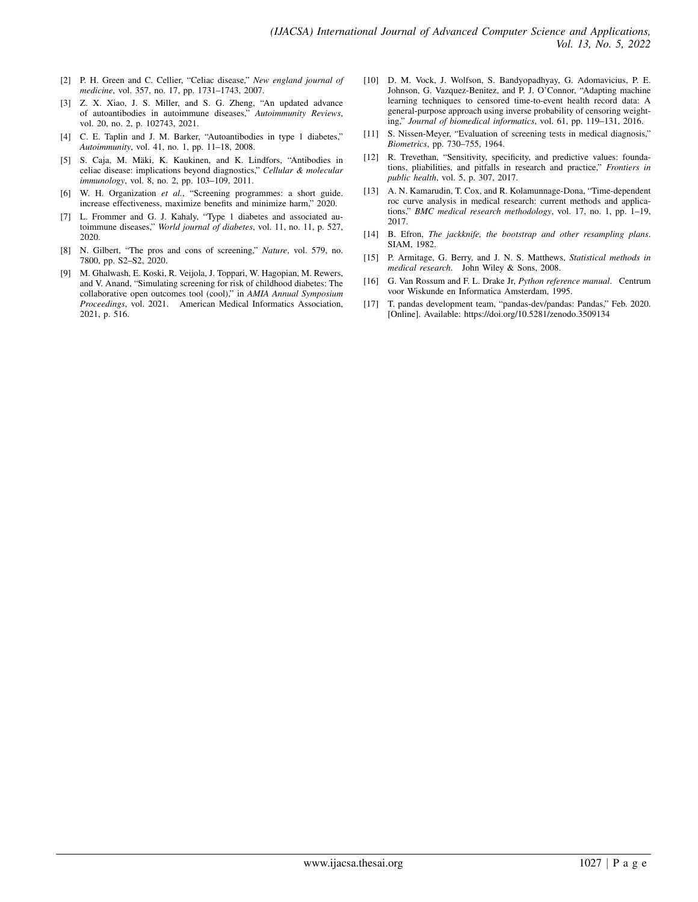[2] P. H. Green and C. Cellier, "Celiac disease," *New england journal of medicine*, vol. 357, no. 17, pp. 1731–1743, 2007.

[3] Z. X. Xiao, J. S. Miller, and S. G. Zheng, "An updated advance of autoantibodies in autoimmune diseases," *Autoimmunity Reviews*, vol. 20, no. 2, p. 102743, 2021.

[4] C. E. Taplin and J. M. Barker, "Autoantibodies in type 1 diabetes," *Autoimmunity*, vol. 41, no. 1, pp. 11–18, 2008.

[5] S. Caja, M. Mäki, K. Kaukinen, and K. Lindfors, "Antibodies in celiac disease: implications beyond diagnostics," *Cellular & molecular immunology*, vol. 8, no. 2, pp. 103–109, 2011.

[6] W. H. Organization *et al.*, "Screening programmes: a short guide. increase effectiveness, maximize benefits and minimize harm," 2020.

[7] L. Frommer and G. J. Kahaly, "Type 1 diabetes and associated autoimmune diseases," *World journal of diabetes*, vol. 11, no. 11, p. 527, 2020.

[8] N. Gilbert, "The pros and cons of screening," *Nature*, vol. 579, no. 7800, pp. S2–S2, 2020.

[9] M. Ghalwash, E. Koski, R. Veijola, J. Toppari, W. Hagopian, M. Rewers, and V. Anand, "Simulating screening for risk of childhood diabetes: The collaborative open outcomes tool (cool)," in *AMIA Annual Symposium Proceedings*, vol. 2021. American Medical Informatics Association, 2021, p. 516.

[10] D. M. Vock, J. Wolfson, S. Bandyopadhyay, G. Adomavicius, P. E. Johnson, G. Vazquez-Benitez, and P. J. O'Connor, "Adapting machine learning techniques to censored time-to-event health record data: A general-purpose approach using inverse probability of censoring weighting," *Journal of biomedical informatics*, vol. 61, pp. 119–131, 2016.

[11] S. Nissen-Meyer, "Evaluation of screening tests in medical diagnosis," *Biometrics*, pp. 730–755, 1964.

[12] R. Trevethan, "Sensitivity, specificity, and predictive values: foundations, pliabilities, and pitfalls in research and practice," *Frontiers in public health*, vol. 5, p. 307, 2017.

[13] A. N. Kamarudin, T. Cox, and R. Kolamunnage-Dona, "Time-dependent roc curve analysis in medical research: current methods and applications," *BMC medical research methodology*, vol. 17, no. 1, pp. 1–19, 2017.

[14] B. Efron, *The jackknife, the bootstrap and other resampling plans*. SIAM, 1982.

[15] P. Armitage, G. Berry, and J. N. S. Matthews, *Statistical methods in medical research*. John Wiley & Sons, 2008.

[16] G. Van Rossum and F. L. Drake Jr, *Python reference manual*. Centrum voor Wiskunde en Informatica Amsterdam, 1995.

[17] T. pandas development team, "pandas-dev/pandas: Pandas," Feb. 2020. [Online]. Available: https://doi.org/10.5281/zenodo.3509134